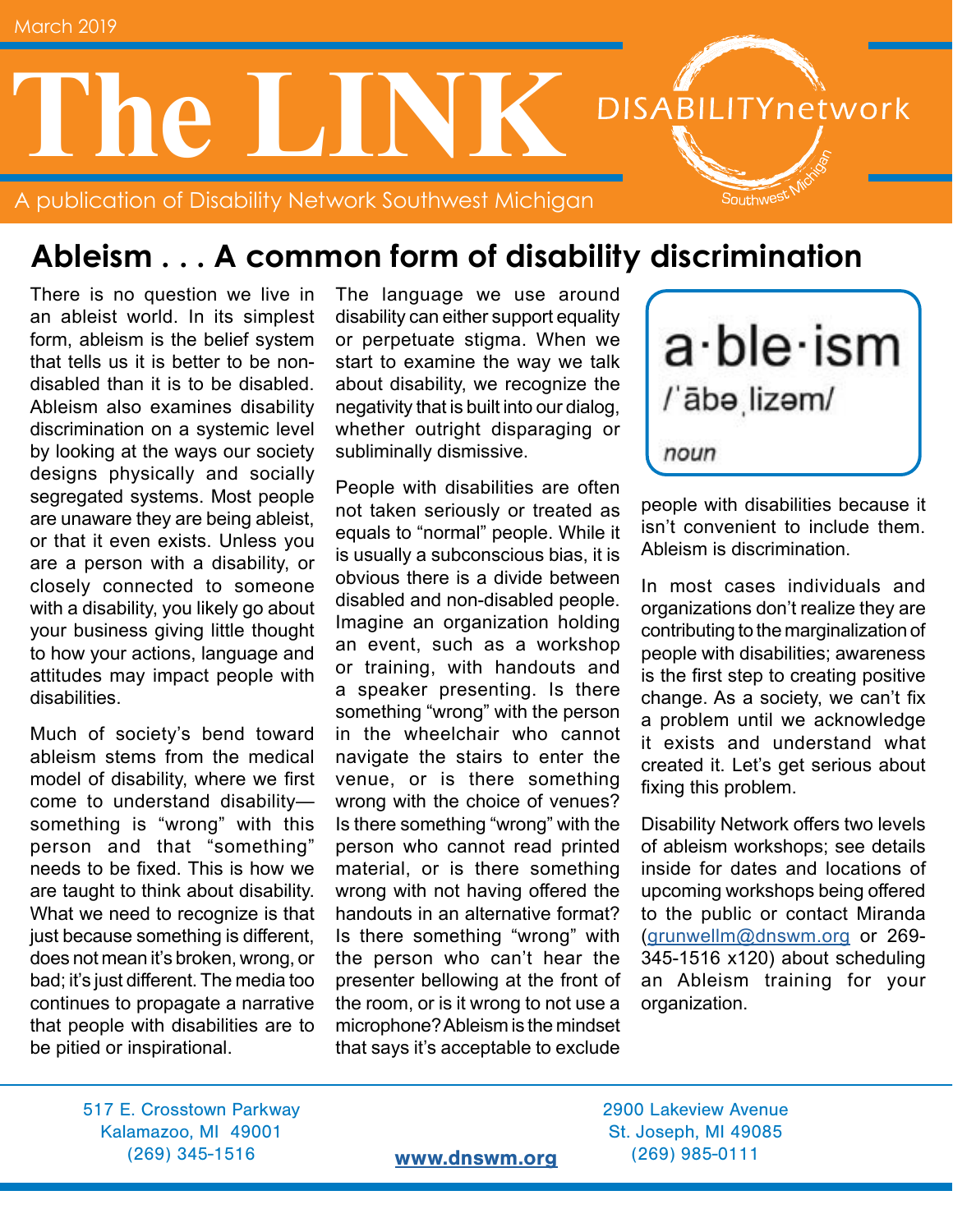March 2019

# The LINK

A publication of Disability Network Southwest Michigan

DISABILITYnetwork Southwest Michigan

## Ableism . . . A common form of disability discrimination

There is no question we live in an ableist world. In its simplest form, ableism is the belief system that tells us it is better to be non-disabled than it is to be disabled. Ableism also examines disability discrimination on a systemic level by looking at the ways our society designs physically and socially segregated systems. Most people are unaware they are being ableist, or that it even exists. Unless you are a person with a disability, or closely connected to someone with a disability, you likely go about your business giving little thought to how your actions, language and attitudes may impact people with disabilities.

Much of society's bend toward ableism stems from the medical model of disability, where we first come to understand disability—something is "wrong" with this person and that "something" needs to be fixed. This is how we are taught to think about disability. What we need to recognize is that just because something is different, does not mean it's broken, wrong, or bad; it's just different. The media too continues to propagate a narrative that people with disabilities are to be pitied or inspirational.

The language we use around disability can either support equality or perpetuate stigma. When we start to examine the way we talk about disability, we recognize the negativity that is built into our dialog, whether outright disparaging or subliminally dismissive.

People with disabilities are often not taken seriously or treated as equals to "normal" people. While it is usually a subconscious bias, it is obvious there is a divide between disabled and non-disabled people. Imagine an organization holding an event, such as a workshop or training, with handouts and a speaker presenting. Is there something "wrong" with the person in the wheelchair who cannot navigate the stairs to enter the venue, or is there something wrong with the choice of venues? Is there something "wrong" with the person who cannot read printed material, or is there something wrong with not having offered the handouts in an alternative format? Is there something "wrong" with the person who can't hear the presenter bellowing at the front of the room, or is it wrong to not use a microphone? Ableism is the mindset that says it's acceptable to exclude people with disabilities because it isn't convenient to include them. Ableism is discrimination.

> a·ble·ism
> /ˈābəˌlizəm/
> *noun*

In most cases individuals and organizations don't realize they are contributing to the marginalization of people with disabilities; awareness is the first step to creating positive change. As a society, we can't fix a problem until we acknowledge it exists and understand what created it. Let's get serious about fixing this problem.

Disability Network offers two levels of ableism workshops; see details inside for dates and locations of upcoming workshops being offered to the public or contact Miranda (grunwellm@dnswm.org or 269-345-1516 x120) about scheduling an Ableism training for your organization.

517 E. Crosstown Parkway
Kalamazoo, MI 49001
(269) 345-1516

**www.dnswm.org**

2900 Lakeview Avenue
St. Joseph, MI 49085
(269) 985-0111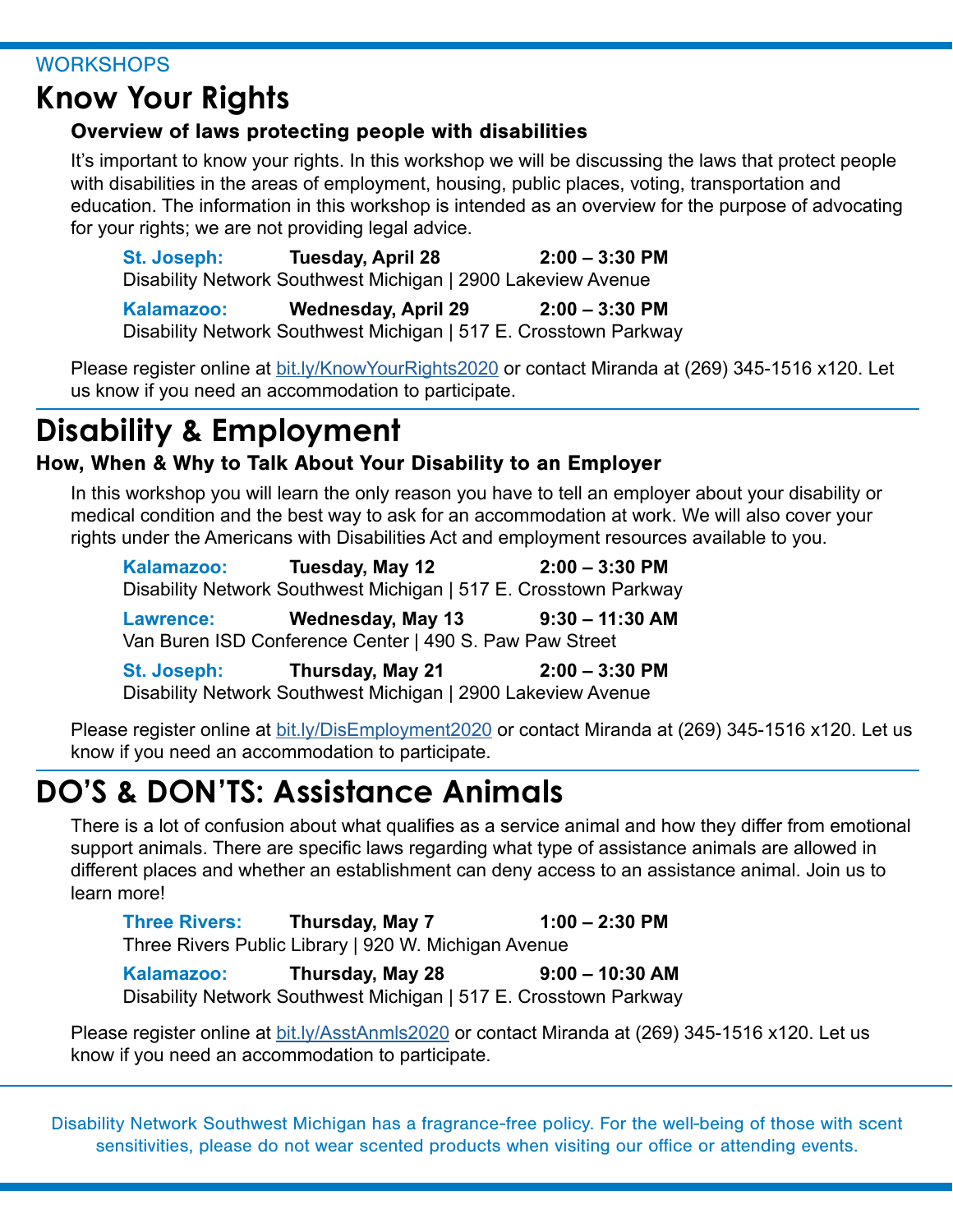WORKSHOPS

# Know Your Rights

### Overview of laws protecting people with disabilities

It's important to know your rights. In this workshop we will be discussing the laws that protect people with disabilities in the areas of employment, housing, public places, voting, transportation and education. The information in this workshop is intended as an overview for the purpose of advocating for your rights; we are not providing legal advice.

**St. Joseph:** **Tuesday, April 28** **2:00 – 3:30 PM**
Disability Network Southwest Michigan | 2900 Lakeview Avenue

**Kalamazoo:** **Wednesday, April 29** **2:00 – 3:30 PM**
Disability Network Southwest Michigan | 517 E. Crosstown Parkway

Please register online at bit.ly/KnowYourRights2020 or contact Miranda at (269) 345-1516 x120. Let us know if you need an accommodation to participate.

# Disability & Employment

### How, When & Why to Talk About Your Disability to an Employer

In this workshop you will learn the only reason you have to tell an employer about your disability or medical condition and the best way to ask for an accommodation at work. We will also cover your rights under the Americans with Disabilities Act and employment resources available to you.

**Kalamazoo:** **Tuesday, May 12** **2:00 – 3:30 PM**
Disability Network Southwest Michigan | 517 E. Crosstown Parkway

**Lawrence:** **Wednesday, May 13** **9:30 – 11:30 AM**
Van Buren ISD Conference Center | 490 S. Paw Paw Street

**St. Joseph:** **Thursday, May 21** **2:00 – 3:30 PM**
Disability Network Southwest Michigan | 2900 Lakeview Avenue

Please register online at bit.ly/DisEmployment2020 or contact Miranda at (269) 345-1516 x120. Let us know if you need an accommodation to participate.

# DO'S & DON'TS: Assistance Animals

There is a lot of confusion about what qualifies as a service animal and how they differ from emotional support animals. There are specific laws regarding what type of assistance animals are allowed in different places and whether an establishment can deny access to an assistance animal. Join us to learn more!

**Three Rivers:** **Thursday, May 7** **1:00 – 2:30 PM**
Three Rivers Public Library | 920 W. Michigan Avenue

**Kalamazoo:** **Thursday, May 28** **9:00 – 10:30 AM**
Disability Network Southwest Michigan | 517 E. Crosstown Parkway

Please register online at bit.ly/AsstAnmls2020 or contact Miranda at (269) 345-1516 x120. Let us know if you need an accommodation to participate.

Disability Network Southwest Michigan has a fragrance-free policy. For the well-being of those with scent sensitivities, please do not wear scented products when visiting our office or attending events.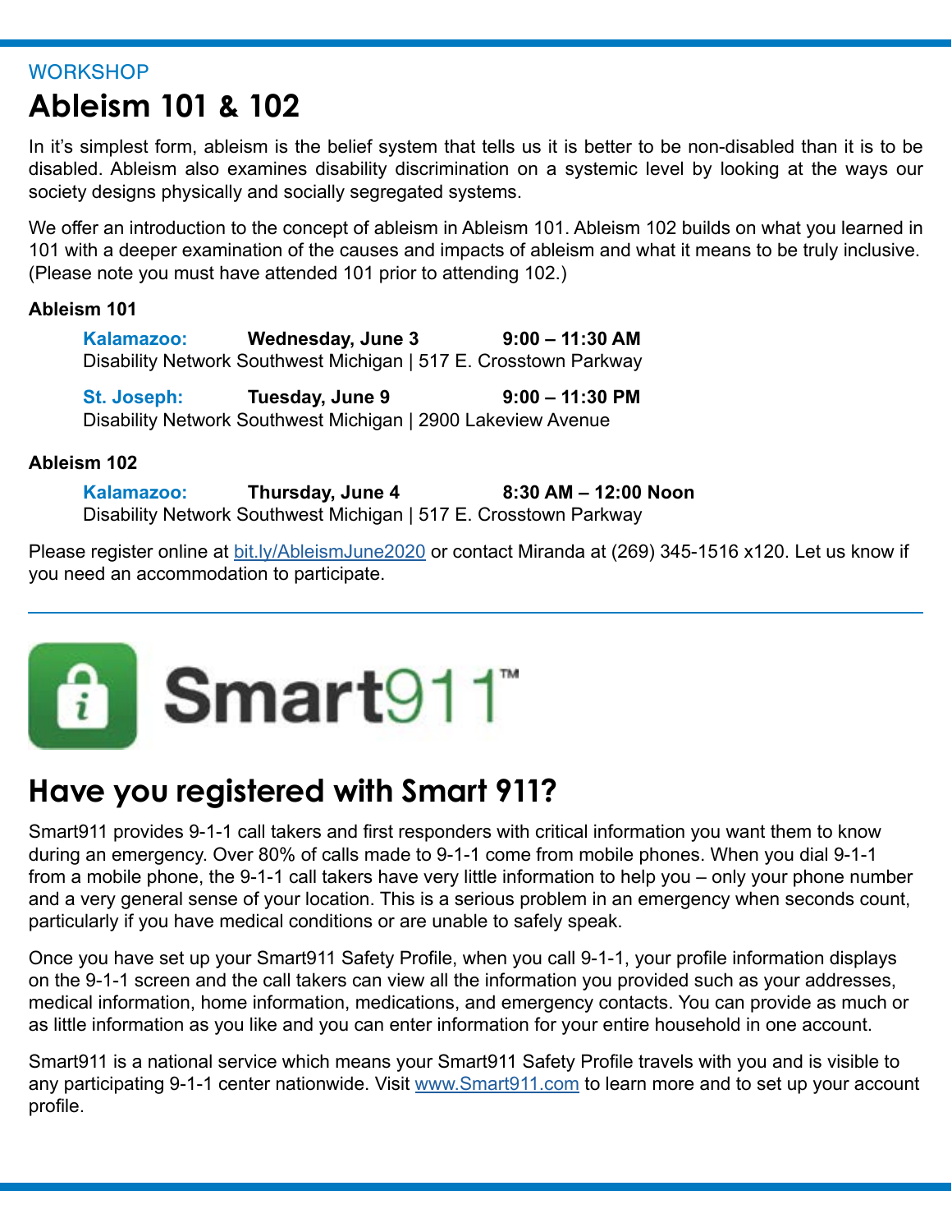WORKSHOP

# Ableism 101 & 102

In it's simplest form, ableism is the belief system that tells us it is better to be non-disabled than it is to be disabled. Ableism also examines disability discrimination on a systemic level by looking at the ways our society designs physically and socially segregated systems.

We offer an introduction to the concept of ableism in Ableism 101. Ableism 102 builds on what you learned in 101 with a deeper examination of the causes and impacts of ableism and what it means to be truly inclusive. (Please note you must have attended 101 prior to attending 102.)

**Ableism 101**

**Kalamazoo:** **Wednesday, June 3** **9:00 – 11:30 AM**
Disability Network Southwest Michigan | 517 E. Crosstown Parkway

**St. Joseph:** **Tuesday, June 9** **9:00 – 11:30 PM**
Disability Network Southwest Michigan | 2900 Lakeview Avenue

**Ableism 102**

**Kalamazoo:** **Thursday, June 4** **8:30 AM – 12:00 Noon**
Disability Network Southwest Michigan | 517 E. Crosstown Parkway

Please register online at bit.ly/AbleismJune2020 or contact Miranda at (269) 345-1516 x120. Let us know if you need an accommodation to participate.

---

Smart911™

## Have you registered with Smart 911?

Smart911 provides 9-1-1 call takers and first responders with critical information you want them to know during an emergency. Over 80% of calls made to 9-1-1 come from mobile phones. When you dial 9-1-1 from a mobile phone, the 9-1-1 call takers have very little information to help you – only your phone number and a very general sense of your location. This is a serious problem in an emergency when seconds count, particularly if you have medical conditions or are unable to safely speak.

Once you have set up your Smart911 Safety Profile, when you call 9-1-1, your profile information displays on the 9-1-1 screen and the call takers can view all the information you provided such as your addresses, medical information, home information, medications, and emergency contacts. You can provide as much or as little information as you like and you can enter information for your entire household in one account.

Smart911 is a national service which means your Smart911 Safety Profile travels with you and is visible to any participating 9-1-1 center nationwide. Visit www.Smart911.com to learn more and to set up your account profile.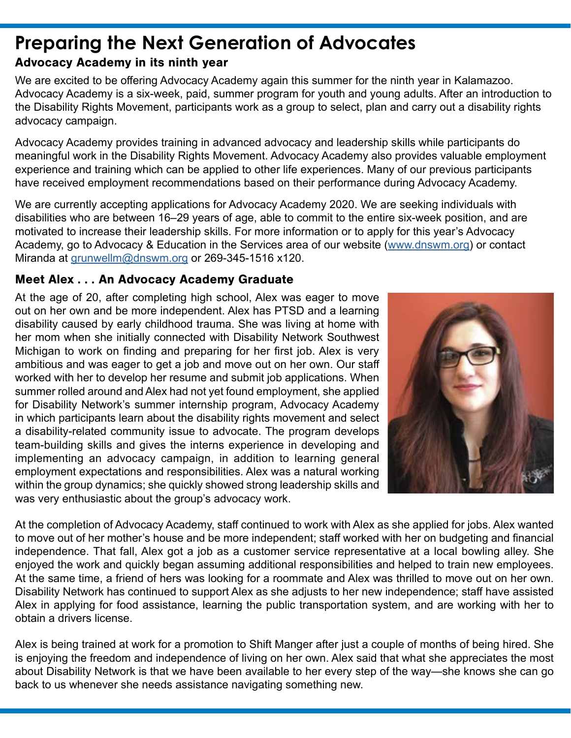# Preparing the Next Generation of Advocates

## Advocacy Academy in its ninth year

We are excited to be offering Advocacy Academy again this summer for the ninth year in Kalamazoo. Advocacy Academy is a six-week, paid, summer program for youth and young adults. After an introduction to the Disability Rights Movement, participants work as a group to select, plan and carry out a disability rights advocacy campaign.

Advocacy Academy provides training in advanced advocacy and leadership skills while participants do meaningful work in the Disability Rights Movement. Advocacy Academy also provides valuable employment experience and training which can be applied to other life experiences. Many of our previous participants have received employment recommendations based on their performance during Advocacy Academy.

We are currently accepting applications for Advocacy Academy 2020. We are seeking individuals with disabilities who are between 16–29 years of age, able to commit to the entire six-week position, and are motivated to increase their leadership skills. For more information or to apply for this year's Advocacy Academy, go to Advocacy & Education in the Services area of our website (www.dnswm.org) or contact Miranda at grunwellm@dnswm.org or 269-345-1516 x120.

## Meet Alex . . . An Advocacy Academy Graduate

At the age of 20, after completing high school, Alex was eager to move out on her own and be more independent. Alex has PTSD and a learning disability caused by early childhood trauma. She was living at home with her mom when she initially connected with Disability Network Southwest Michigan to work on finding and preparing for her first job. Alex is very ambitious and was eager to get a job and move out on her own. Our staff worked with her to develop her resume and submit job applications. When summer rolled around and Alex had not yet found employment, she applied for Disability Network's summer internship program, Advocacy Academy in which participants learn about the disability rights movement and select a disability-related community issue to advocate. The program develops team-building skills and gives the interns experience in developing and implementing an advocacy campaign, in addition to learning general employment expectations and responsibilities. Alex was a natural working within the group dynamics; she quickly showed strong leadership skills and was very enthusiastic about the group's advocacy work.

At the completion of Advocacy Academy, staff continued to work with Alex as she applied for jobs. Alex wanted to move out of her mother's house and be more independent; staff worked with her on budgeting and financial independence. That fall, Alex got a job as a customer service representative at a local bowling alley. She enjoyed the work and quickly began assuming additional responsibilities and helped to train new employees. At the same time, a friend of hers was looking for a roommate and Alex was thrilled to move out on her own. Disability Network has continued to support Alex as she adjusts to her new independence; staff have assisted Alex in applying for food assistance, learning the public transportation system, and are working with her to obtain a drivers license.

Alex is being trained at work for a promotion to Shift Manger after just a couple of months of being hired. She is enjoying the freedom and independence of living on her own. Alex said that what she appreciates the most about Disability Network is that we have been available to her every step of the way—she knows she can go back to us whenever she needs assistance navigating something new.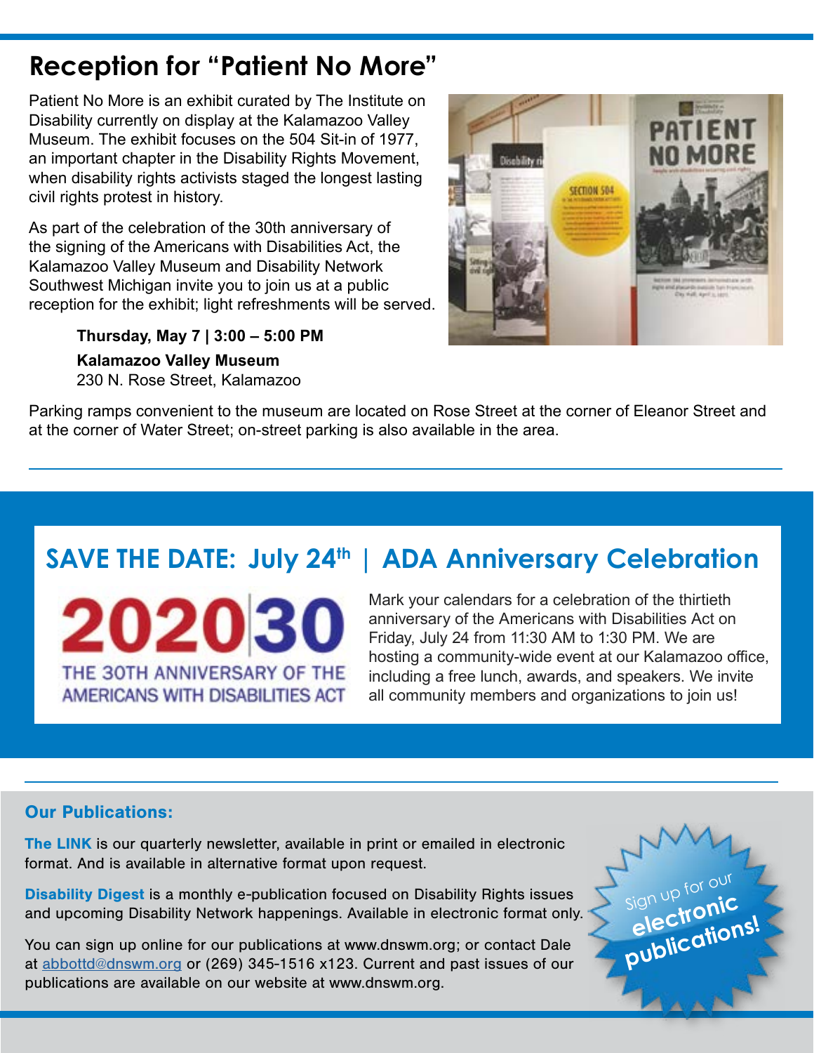## Reception for "Patient No More"

Patient No More is an exhibit curated by The Institute on Disability currently on display at the Kalamazoo Valley Museum. The exhibit focuses on the 504 Sit-in of 1977, an important chapter in the Disability Rights Movement, when disability rights activists staged the longest lasting civil rights protest in history.

As part of the celebration of the 30th anniversary of the signing of the Americans with Disabilities Act, the Kalamazoo Valley Museum and Disability Network Southwest Michigan invite you to join us at a public reception for the exhibit; light refreshments will be served.

**Thursday, May 7 | 3:00 – 5:00 PM**

**Kalamazoo Valley Museum**
230 N. Rose Street, Kalamazoo

Parking ramps convenient to the museum are located on Rose Street at the corner of Eleanor Street and at the corner of Water Street; on-street parking is also available in the area.

## SAVE THE DATE: July 24th | ADA Anniversary Celebration

**2020|30**
THE 30TH ANNIVERSARY OF THE AMERICANS WITH DISABILITIES ACT

Mark your calendars for a celebration of the thirtieth anniversary of the Americans with Disabilities Act on Friday, July 24 from 11:30 AM to 1:30 PM. We are hosting a community-wide event at our Kalamazoo office, including a free lunch, awards, and speakers. We invite all community members and organizations to join us!

### Our Publications:

**The LINK** is our quarterly newsletter, available in print or emailed in electronic format. And is available in alternative format upon request.

**Disability Digest** is a monthly e-publication focused on Disability Rights issues and upcoming Disability Network happenings. Available in electronic format only.

You can sign up online for our publications at www.dnswm.org; or contact Dale at abbottd@dnswm.org or (269) 345-1516 x123. Current and past issues of our publications are available on our website at www.dnswm.org.

Sign up for our **electronic publications!**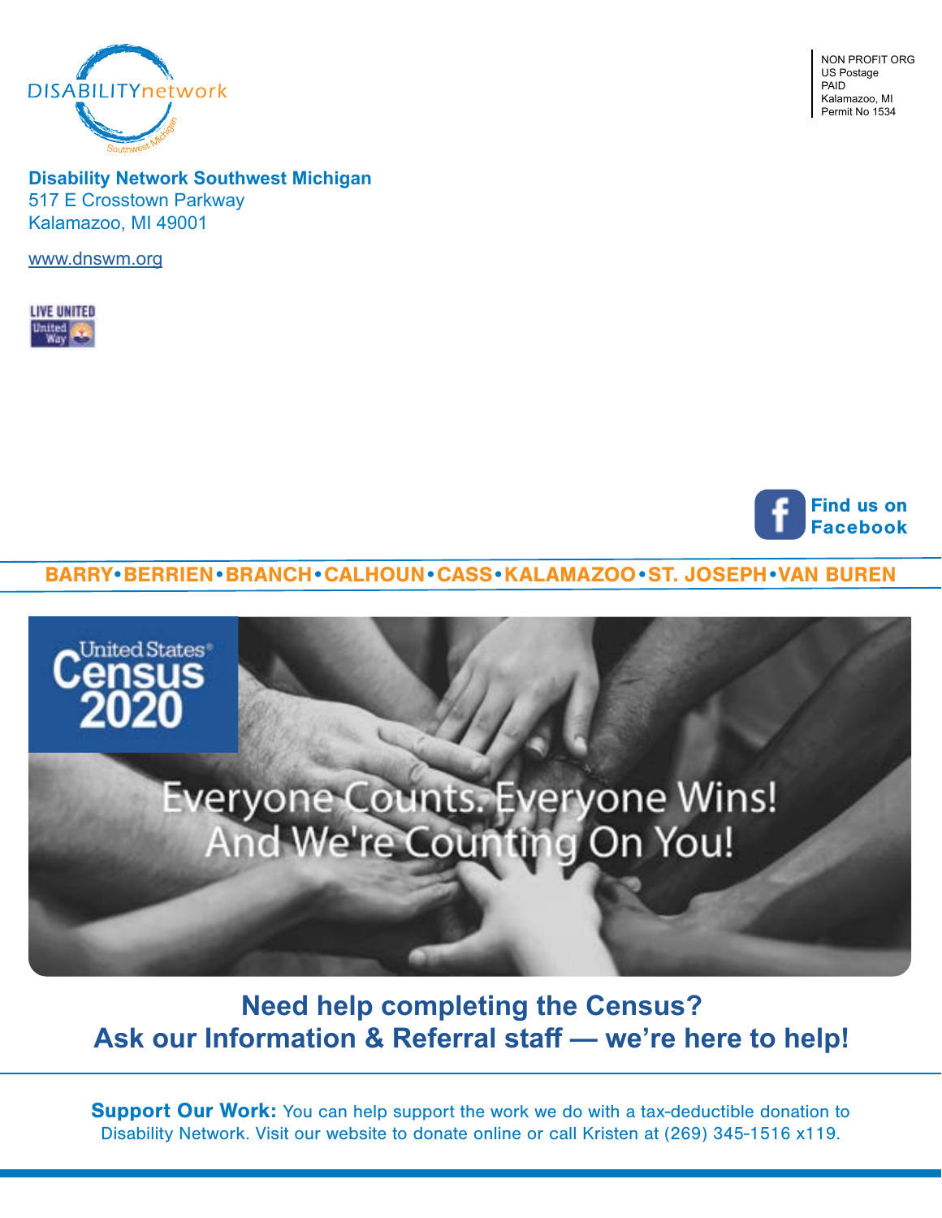DISABILITYnetwork

Southwest Michigan

**Disability Network Southwest Michigan**
517 E Crosstown Parkway
Kalamazoo, MI 49001

www.dnswm.org

LIVE UNITED
United Way

NON PROFIT ORG
US Postage
PAID
Kalamazoo, MI
Permit No 1534

Find us on Facebook

**BARRY • BERRIEN • BRANCH • CALHOUN • CASS • KALAMAZOO • ST. JOSEPH • VAN BUREN**

United States Census 2020

Everyone Counts. Everyone Wins!
And We're Counting On You!

## Need help completing the Census? Ask our Information & Referral staff — we're here to help!

**Support Our Work:** You can help support the work we do with a tax-deductible donation to Disability Network. Visit our website to donate online or call Kristen at (269) 345-1516 x119.